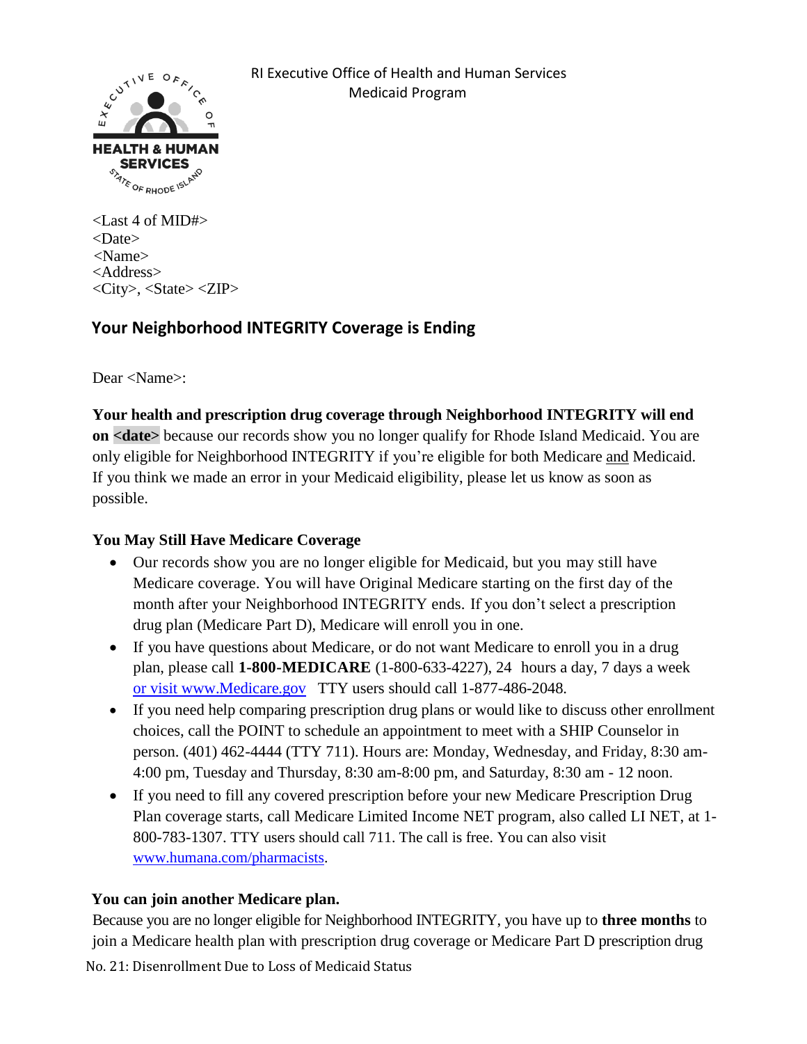RI Executive Office of Health and Human Services
Medicaid Program

<Last 4 of MID#>
<Date>
<Name>
<Address>
<City>, <State> <ZIP>

## Your Neighborhood INTEGRITY Coverage is Ending

Dear <Name>:

**Your health and prescription drug coverage through Neighborhood INTEGRITY will end on <date>** because our records show you no longer qualify for Rhode Island Medicaid. You are only eligible for Neighborhood INTEGRITY if you're eligible for both Medicare and Medicaid. If you think we made an error in your Medicaid eligibility, please let us know as soon as possible.

**You May Still Have Medicare Coverage**

- Our records show you are no longer eligible for Medicaid, but you may still have Medicare coverage. You will have Original Medicare starting on the first day of the month after your Neighborhood INTEGRITY ends. If you don't select a prescription drug plan (Medicare Part D), Medicare will enroll you in one.
- If you have questions about Medicare, or do not want Medicare to enroll you in a drug plan, please call **1-800-MEDICARE** (1-800-633-4227), 24 hours a day, 7 days a week or visit www.Medicare.gov TTY users should call 1-877-486-2048.
- If you need help comparing prescription drug plans or would like to discuss other enrollment choices, call the POINT to schedule an appointment to meet with a SHIP Counselor in person. (401) 462-4444 (TTY 711). Hours are: Monday, Wednesday, and Friday, 8:30 am-4:00 pm, Tuesday and Thursday, 8:30 am-8:00 pm, and Saturday, 8:30 am - 12 noon.
- If you need to fill any covered prescription before your new Medicare Prescription Drug Plan coverage starts, call Medicare Limited Income NET program, also called LI NET, at 1-800-783-1307. TTY users should call 711. The call is free. You can also visit www.humana.com/pharmacists.

**You can join another Medicare plan.**

Because you are no longer eligible for Neighborhood INTEGRITY, you have up to **three months** to join a Medicare health plan with prescription drug coverage or Medicare Part D prescription drug

No. 21: Disenrollment Due to Loss of Medicaid Status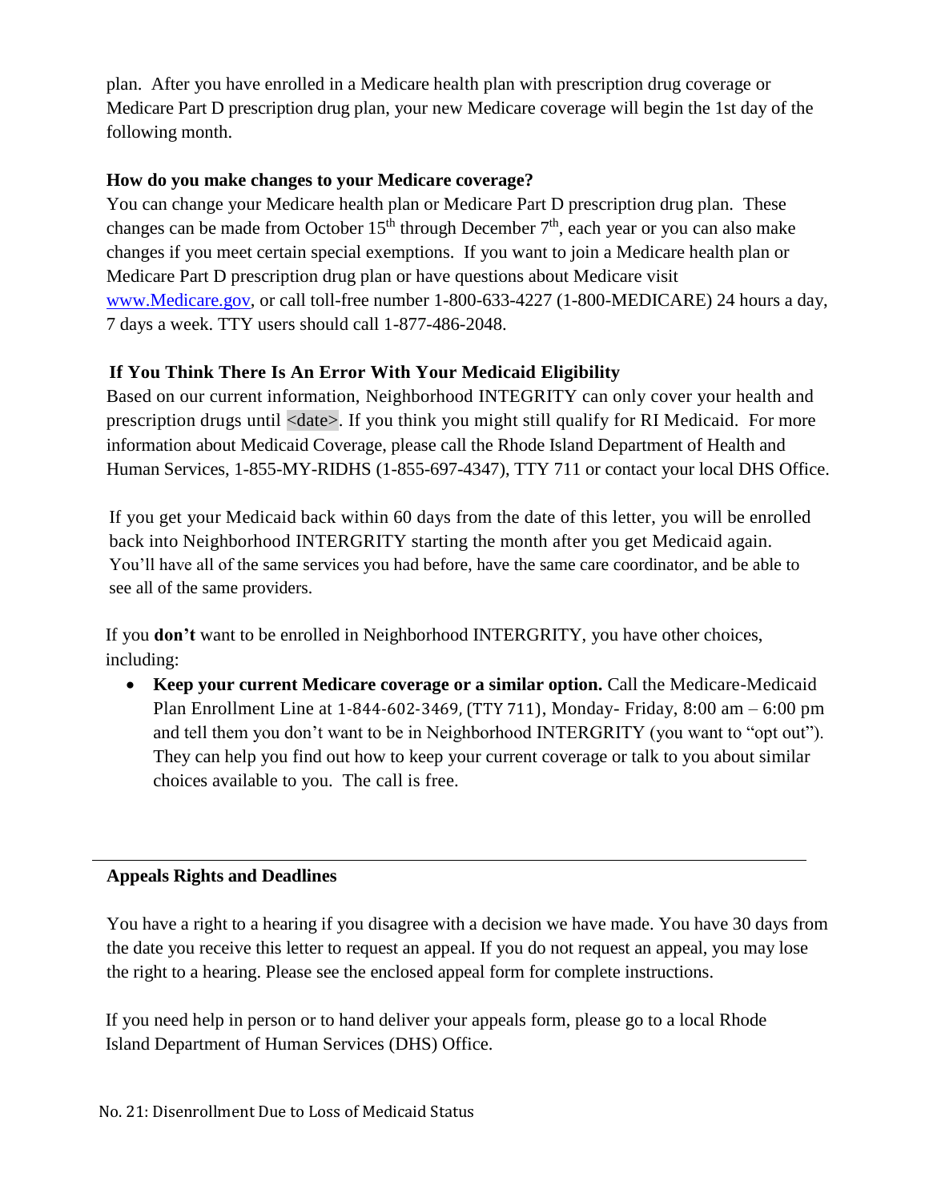plan. After you have enrolled in a Medicare health plan with prescription drug coverage or Medicare Part D prescription drug plan, your new Medicare coverage will begin the 1st day of the following month.

**How do you make changes to your Medicare coverage?**

You can change your Medicare health plan or Medicare Part D prescription drug plan. These changes can be made from October 15th through December 7th, each year or you can also make changes if you meet certain special exemptions. If you want to join a Medicare health plan or Medicare Part D prescription drug plan or have questions about Medicare visit www.Medicare.gov, or call toll-free number 1-800-633-4227 (1-800-MEDICARE) 24 hours a day, 7 days a week. TTY users should call 1-877-486-2048.

**If You Think There Is An Error With Your Medicaid Eligibility**

Based on our current information, Neighborhood INTEGRITY can only cover your health and prescription drugs until <date>. If you think you might still qualify for RI Medicaid. For more information about Medicaid Coverage, please call the Rhode Island Department of Health and Human Services, 1-855-MY-RIDHS (1-855-697-4347), TTY 711 or contact your local DHS Office.

If you get your Medicaid back within 60 days from the date of this letter, you will be enrolled back into Neighborhood INTERGRITY starting the month after you get Medicaid again. You'll have all of the same services you had before, have the same care coordinator, and be able to see all of the same providers.

If you **don't** want to be enrolled in Neighborhood INTERGRITY, you have other choices, including:

- **Keep your current Medicare coverage or a similar option.** Call the Medicare-Medicaid Plan Enrollment Line at 1-844-602-3469, (TTY 711), Monday- Friday, 8:00 am – 6:00 pm and tell them you don't want to be in Neighborhood INTERGRITY (you want to "opt out"). They can help you find out how to keep your current coverage or talk to you about similar choices available to you. The call is free.

---

**Appeals Rights and Deadlines**

You have a right to a hearing if you disagree with a decision we have made. You have 30 days from the date you receive this letter to request an appeal. If you do not request an appeal, you may lose the right to a hearing. Please see the enclosed appeal form for complete instructions.

If you need help in person or to hand deliver your appeals form, please go to a local Rhode Island Department of Human Services (DHS) Office.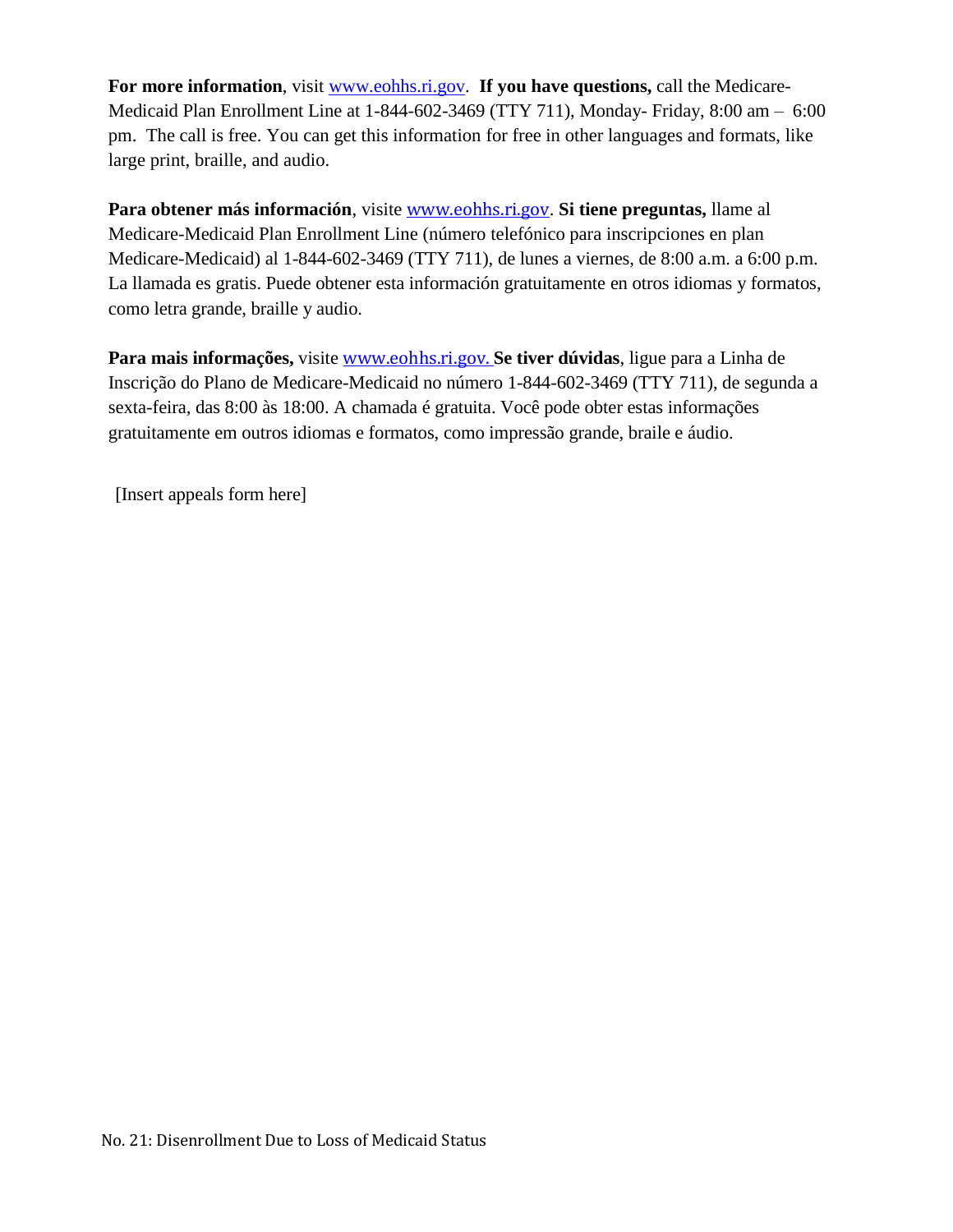**For more information**, visit [www.eohhs.ri.gov](http://www.eohhs.ri.gov). **If you have questions,** call the Medicare-Medicaid Plan Enrollment Line at 1-844-602-3469 (TTY 711), Monday- Friday, 8:00 am – 6:00 pm. The call is free. You can get this information for free in other languages and formats, like large print, braille, and audio.

**Para obtener más información**, visite [www.eohhs.ri.gov](http://www.eohhs.ri.gov). **Si tiene preguntas,** llame al Medicare-Medicaid Plan Enrollment Line (número telefónico para inscripciones en plan Medicare-Medicaid) al 1-844-602-3469 (TTY 711), de lunes a viernes, de 8:00 a.m. a 6:00 p.m. La llamada es gratis. Puede obtener esta información gratuitamente en otros idiomas y formatos, como letra grande, braille y audio.

**Para mais informações,** visite [www.eohhs.ri.gov.](http://www.eohhs.ri.gov) **Se tiver dúvidas**, ligue para a Linha de Inscrição do Plano de Medicare-Medicaid no número 1-844-602-3469 (TTY 711), de segunda a sexta-feira, das 8:00 às 18:00. A chamada é gratuita. Você pode obter estas informações gratuitamente em outros idiomas e formatos, como impressão grande, braile e áudio.

[Insert appeals form here]